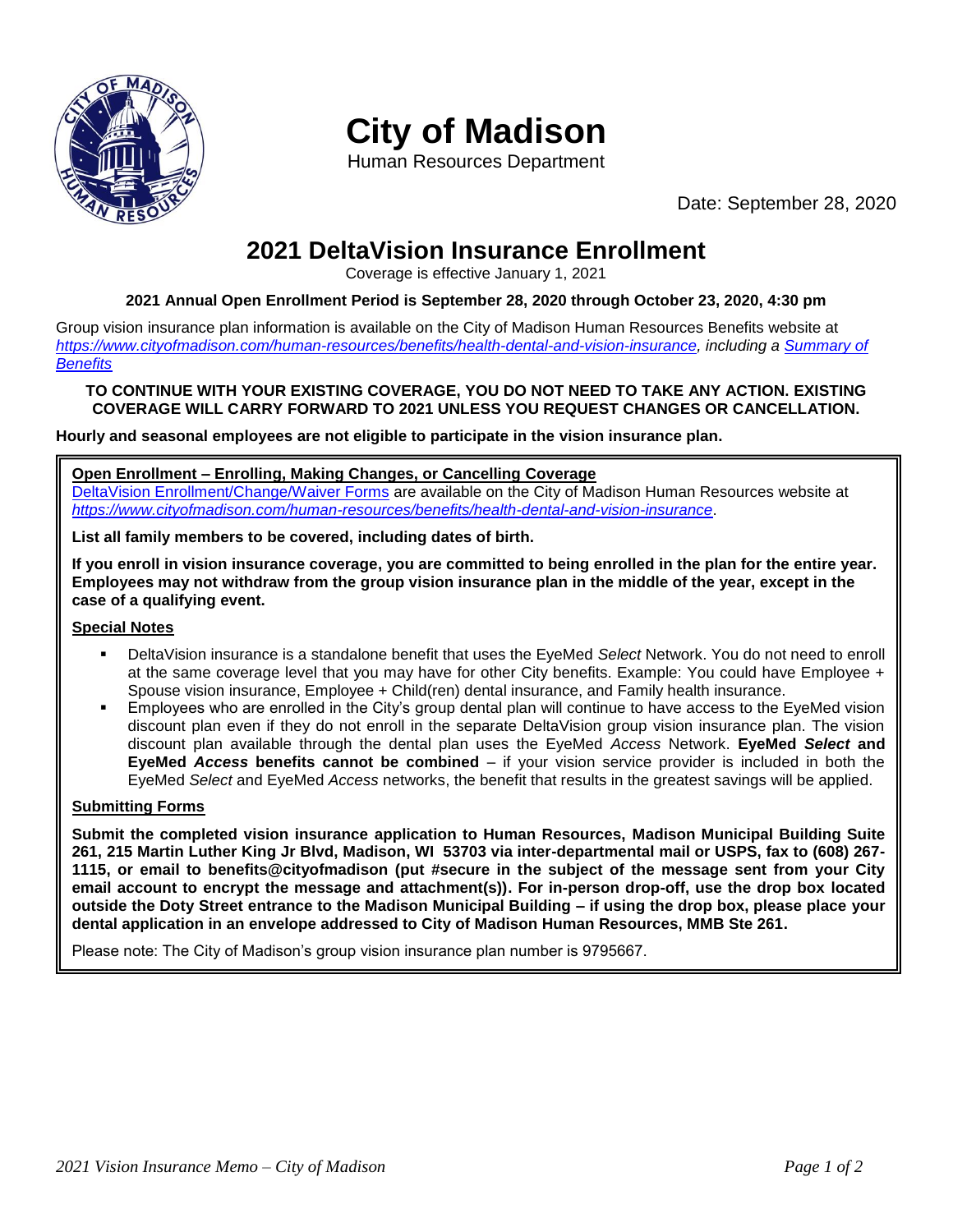# City of Madison

Human Resources Department

Date: September 28, 2020

## 2021 DeltaVision Insurance Enrollment

Coverage is effective January 1, 2021

**2021 Annual Open Enrollment Period is September 28, 2020 through October 23, 2020, 4:30 pm**

Group vision insurance plan information is available on the City of Madison Human Resources Benefits website at *https://www.cityofmadison.com/human-resources/benefits/health-dental-and-vision-insurance, including a Summary of Benefits*

**TO CONTINUE WITH YOUR EXISTING COVERAGE, YOU DO NOT NEED TO TAKE ANY ACTION. EXISTING COVERAGE WILL CARRY FORWARD TO 2021 UNLESS YOU REQUEST CHANGES OR CANCELLATION.**

**Hourly and seasonal employees are not eligible to participate in the vision insurance plan.**

**Open Enrollment – Enrolling, Making Changes, or Cancelling Coverage**

DeltaVision Enrollment/Change/Waiver Forms are available on the City of Madison Human Resources website at *https://www.cityofmadison.com/human-resources/benefits/health-dental-and-vision-insurance*.

**List all family members to be covered, including dates of birth.**

**If you enroll in vision insurance coverage, you are committed to being enrolled in the plan for the entire year. Employees may not withdraw from the group vision insurance plan in the middle of the year, except in the case of a qualifying event.**

**Special Notes**

- DeltaVision insurance is a standalone benefit that uses the EyeMed *Select* Network. You do not need to enroll at the same coverage level that you may have for other City benefits. Example: You could have Employee + Spouse vision insurance, Employee + Child(ren) dental insurance, and Family health insurance.
- Employees who are enrolled in the City's group dental plan will continue to have access to the EyeMed vision discount plan even if they do not enroll in the separate DeltaVision group vision insurance plan. The vision discount plan available through the dental plan uses the EyeMed *Access* Network. **EyeMed *Select* and EyeMed *Access* benefits cannot be combined** – if your vision service provider is included in both the EyeMed *Select* and EyeMed *Access* networks, the benefit that results in the greatest savings will be applied.

**Submitting Forms**

**Submit the completed vision insurance application to Human Resources, Madison Municipal Building Suite 261, 215 Martin Luther King Jr Blvd, Madison, WI 53703 via inter-departmental mail or USPS, fax to (608) 267-1115, or email to benefits@cityofmadison (put #secure in the subject of the message sent from your City email account to encrypt the message and attachment(s)). For in-person drop-off, use the drop box located outside the Doty Street entrance to the Madison Municipal Building – if using the drop box, please place your dental application in an envelope addressed to City of Madison Human Resources, MMB Ste 261.**

Please note: The City of Madison's group vision insurance plan number is 9795667.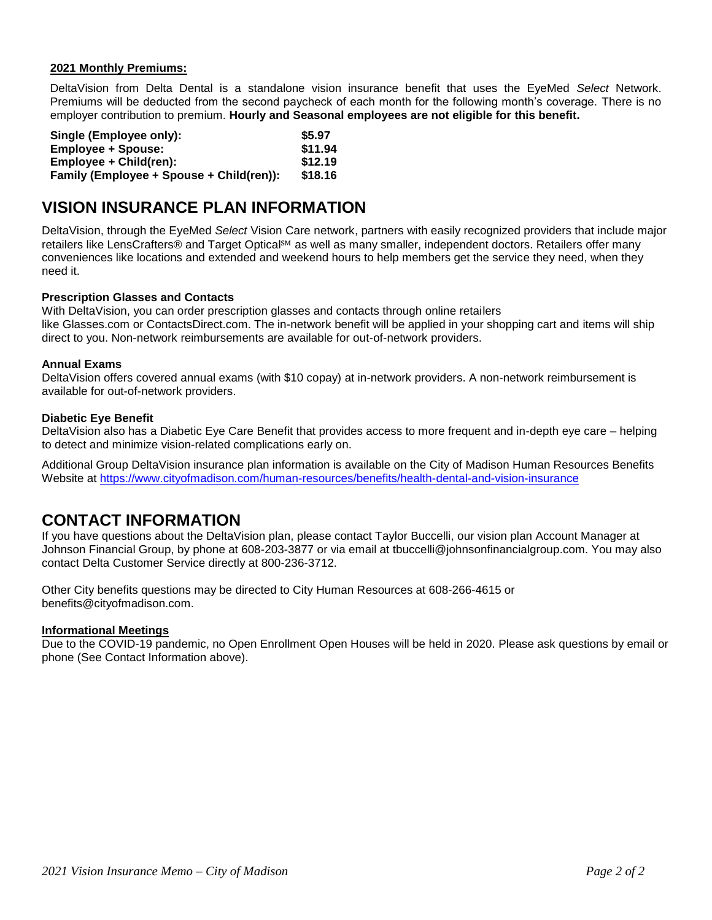**2021 Monthly Premiums:**

DeltaVision from Delta Dental is a standalone vision insurance benefit that uses the EyeMed *Select* Network. Premiums will be deducted from the second paycheck of each month for the following month's coverage. There is no employer contribution to premium. **Hourly and Seasonal employees are not eligible for this benefit.**

| | |
|---|---|
| **Single (Employee only):** | **$5.97** |
| **Employee + Spouse:** | **$11.94** |
| **Employee + Child(ren):** | **$12.19** |
| **Family (Employee + Spouse + Child(ren)):** | **$18.16** |

# VISION INSURANCE PLAN INFORMATION

DeltaVision, through the EyeMed *Select* Vision Care network, partners with easily recognized providers that include major retailers like LensCrafters® and Target Optical℠ as well as many smaller, independent doctors. Retailers offer many conveniences like locations and extended and weekend hours to help members get the service they need, when they need it.

**Prescription Glasses and Contacts**

With DeltaVision, you can order prescription glasses and contacts through online retailers like Glasses.com or ContactsDirect.com. The in-network benefit will be applied in your shopping cart and items will ship direct to you. Non-network reimbursements are available for out-of-network providers.

**Annual Exams**

DeltaVision offers covered annual exams (with $10 copay) at in-network providers. A non-network reimbursement is available for out-of-network providers.

**Diabetic Eye Benefit**

DeltaVision also has a Diabetic Eye Care Benefit that provides access to more frequent and in-depth eye care – helping to detect and minimize vision-related complications early on.

Additional Group DeltaVision insurance plan information is available on the City of Madison Human Resources Benefits Website at https://www.cityofmadison.com/human-resources/benefits/health-dental-and-vision-insurance

# CONTACT INFORMATION

If you have questions about the DeltaVision plan, please contact Taylor Buccelli, our vision plan Account Manager at Johnson Financial Group, by phone at 608-203-3877 or via email at tbuccelli@johnsonfinancialgroup.com. You may also contact Delta Customer Service directly at 800-236-3712.

Other City benefits questions may be directed to City Human Resources at 608-266-4615 or benefits@cityofmadison.com.

**Informational Meetings**

Due to the COVID-19 pandemic, no Open Enrollment Open Houses will be held in 2020. Please ask questions by email or phone (See Contact Information above).